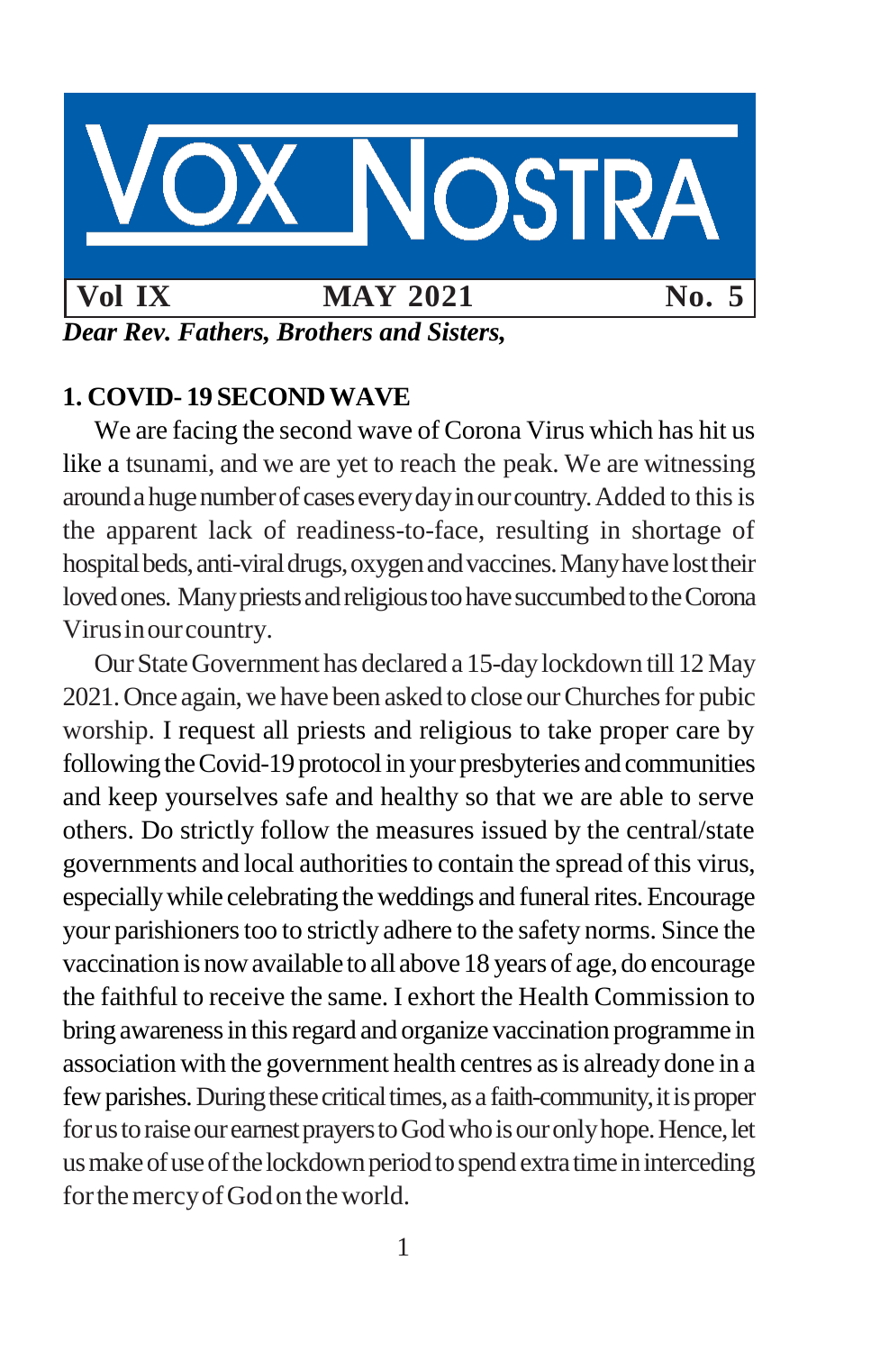# VOX NOSTRA

| Vol IX | MAY 2021 | No. 5 |
| --- | --- | --- |

***Dear Rev. Fathers, Brothers and Sisters,***

## 1. COVID- 19 SECOND WAVE

We are facing the second wave of Corona Virus which has hit us like a tsunami, and we are yet to reach the peak. We are witnessing around a huge number of cases every day in our country. Added to this is the apparent lack of readiness-to-face, resulting in shortage of hospital beds, anti-viral drugs, oxygen and vaccines. Many have lost their loved ones. Many priests and religious too have succumbed to the Corona Virus in our country.

Our State Government has declared a 15-day lockdown till 12 May 2021. Once again, we have been asked to close our Churches for pubic worship. I request all priests and religious to take proper care by following the Covid-19 protocol in your presbyteries and communities and keep yourselves safe and healthy so that we are able to serve others. Do strictly follow the measures issued by the central/state governments and local authorities to contain the spread of this virus, especially while celebrating the weddings and funeral rites. Encourage your parishioners too to strictly adhere to the safety norms. Since the vaccination is now available to all above 18 years of age, do encourage the faithful to receive the same. I exhort the Health Commission to bring awareness in this regard and organize vaccination programme in association with the government health centres as is already done in a few parishes. During these critical times, as a faith-community, it is proper for us to raise our earnest prayers to God who is our only hope. Hence, let us make of use of the lockdown period to spend extra time in interceding for the mercy of God on the world.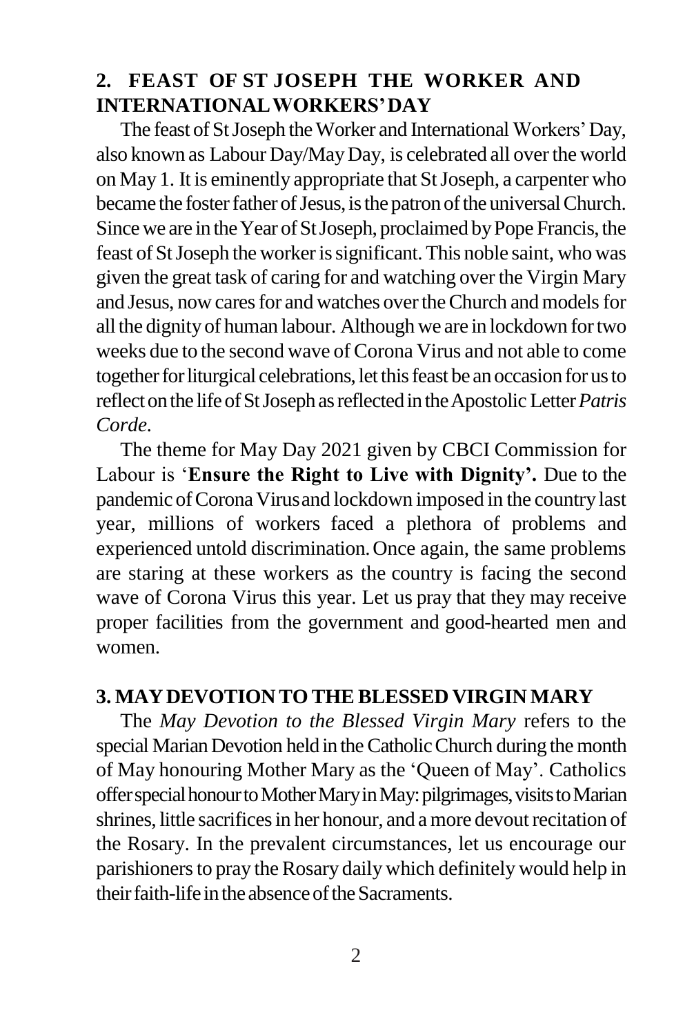## 2. FEAST OF ST JOSEPH THE WORKER AND INTERNATIONAL WORKERS' DAY

The feast of St Joseph the Worker and International Workers' Day, also known as Labour Day/May Day, is celebrated all over the world on May 1. It is eminently appropriate that St Joseph, a carpenter who became the foster father of Jesus, is the patron of the universal Church. Since we are in the Year of St Joseph, proclaimed by Pope Francis, the feast of St Joseph the worker is significant. This noble saint, who was given the great task of caring for and watching over the Virgin Mary and Jesus, now cares for and watches over the Church and models for all the dignity of human labour. Although we are in lockdown for two weeks due to the second wave of Corona Virus and not able to come together for liturgical celebrations, let this feast be an occasion for us to reflect on the life of St Joseph as reflected in the Apostolic Letter *Patris Corde*.

The theme for May Day 2021 given by CBCI Commission for Labour is '**Ensure the Right to Live with Dignity'.** Due to the pandemic of Corona Virus and lockdown imposed in the country last year, millions of workers faced a plethora of problems and experienced untold discrimination. Once again, the same problems are staring at these workers as the country is facing the second wave of Corona Virus this year. Let us pray that they may receive proper facilities from the government and good-hearted men and women.

## 3. MAY DEVOTION TO THE BLESSED VIRGIN MARY

The *May Devotion to the Blessed Virgin Mary* refers to the special Marian Devotion held in the Catholic Church during the month of May honouring Mother Mary as the 'Queen of May'. Catholics offer special honour to Mother Mary in May: pilgrimages, visits to Marian shrines, little sacrifices in her honour, and a more devout recitation of the Rosary. In the prevalent circumstances, let us encourage our parishioners to pray the Rosary daily which definitely would help in their faith-life in the absence of the Sacraments.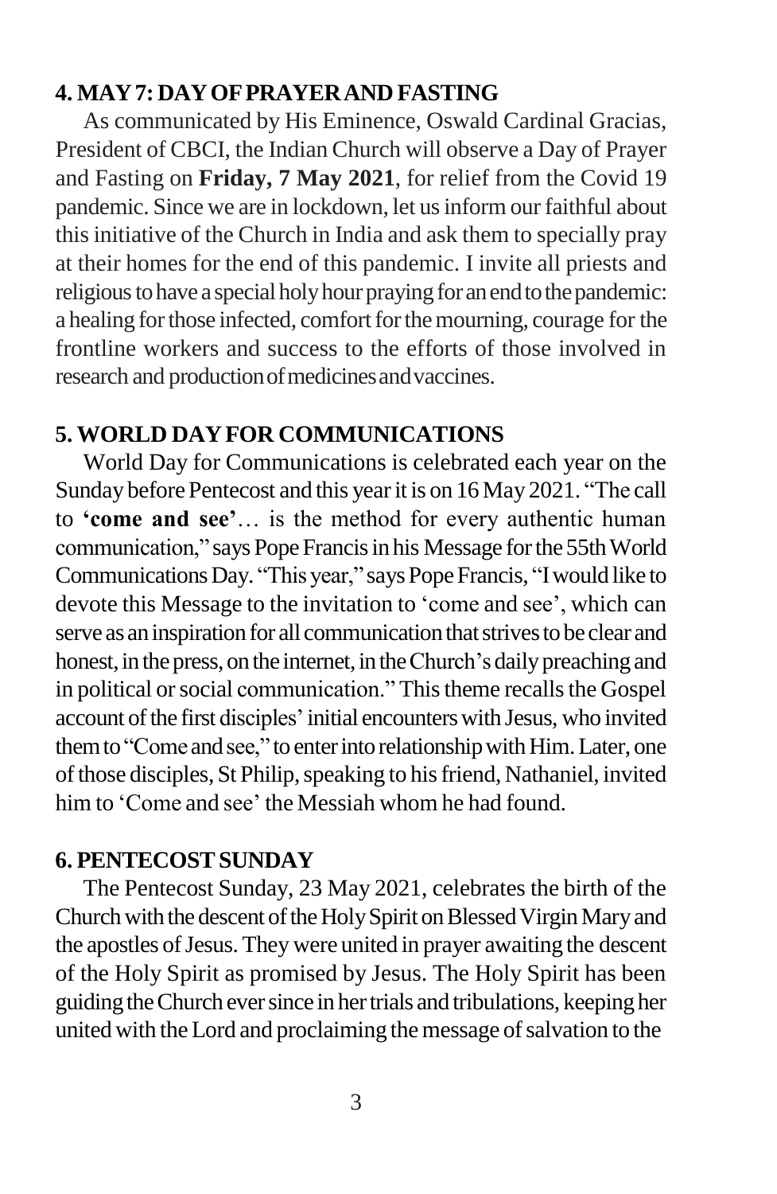### 4. MAY 7: DAY OF PRAYER AND FASTING

As communicated by His Eminence, Oswald Cardinal Gracias, President of CBCI, the Indian Church will observe a Day of Prayer and Fasting on **Friday, 7 May 2021**, for relief from the Covid 19 pandemic. Since we are in lockdown, let us inform our faithful about this initiative of the Church in India and ask them to specially pray at their homes for the end of this pandemic. I invite all priests and religious to have a special holy hour praying for an end to the pandemic: a healing for those infected, comfort for the mourning, courage for the frontline workers and success to the efforts of those involved in research and production of medicines and vaccines.

### 5. WORLD DAY FOR COMMUNICATIONS

World Day for Communications is celebrated each year on the Sunday before Pentecost and this year it is on 16 May 2021. "The call to **'come and see'**… is the method for every authentic human communication," says Pope Francis in his Message for the 55th World Communications Day. "This year," says Pope Francis, "I would like to devote this Message to the invitation to 'come and see', which can serve as an inspiration for all communication that strives to be clear and honest, in the press, on the internet, in the Church's daily preaching and in political or social communication." This theme recalls the Gospel account of the first disciples' initial encounters with Jesus, who invited them to "Come and see," to enter into relationship with Him. Later, one of those disciples, St Philip, speaking to his friend, Nathaniel, invited him to 'Come and see' the Messiah whom he had found.

### 6. PENTECOST SUNDAY

The Pentecost Sunday, 23 May 2021, celebrates the birth of the Church with the descent of the Holy Spirit on Blessed Virgin Mary and the apostles of Jesus. They were united in prayer awaiting the descent of the Holy Spirit as promised by Jesus. The Holy Spirit has been guiding the Church ever since in her trials and tribulations, keeping her united with the Lord and proclaiming the message of salvation to the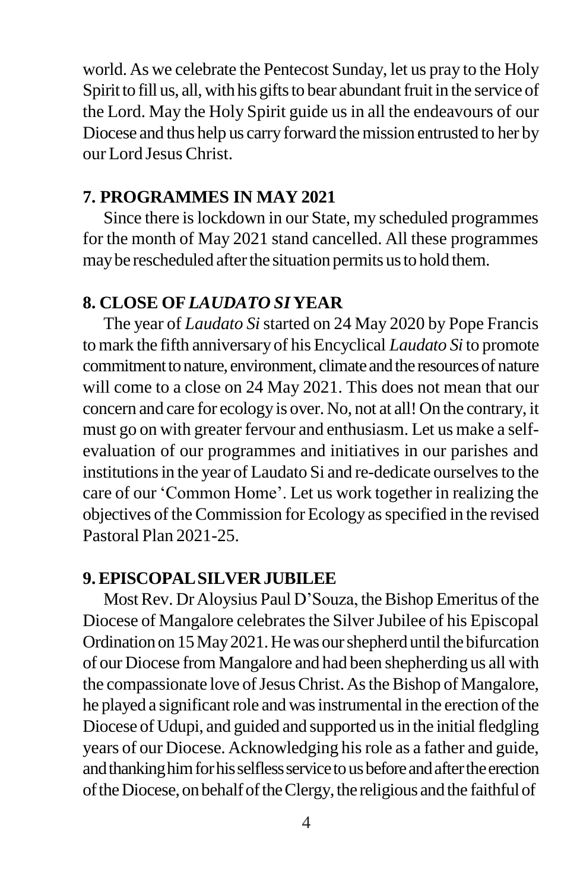world. As we celebrate the Pentecost Sunday, let us pray to the Holy Spirit to fill us, all, with his gifts to bear abundant fruit in the service of the Lord. May the Holy Spirit guide us in all the endeavours of our Diocese and thus help us carry forward the mission entrusted to her by our Lord Jesus Christ.

## 7. PROGRAMMES IN MAY 2021

Since there is lockdown in our State, my scheduled programmes for the month of May 2021 stand cancelled. All these programmes may be rescheduled after the situation permits us to hold them.

## 8. CLOSE OF *LAUDATO SI* YEAR

The year of *Laudato Si* started on 24 May 2020 by Pope Francis to mark the fifth anniversary of his Encyclical *Laudato Si* to promote commitment to nature, environment, climate and the resources of nature will come to a close on 24 May 2021. This does not mean that our concern and care for ecology is over. No, not at all! On the contrary, it must go on with greater fervour and enthusiasm. Let us make a self-evaluation of our programmes and initiatives in our parishes and institutions in the year of Laudato Si and re-dedicate ourselves to the care of our 'Common Home'. Let us work together in realizing the objectives of the Commission for Ecology as specified in the revised Pastoral Plan 2021-25.

## 9. EPISCOPAL SILVER JUBILEE

Most Rev. Dr Aloysius Paul D'Souza, the Bishop Emeritus of the Diocese of Mangalore celebrates the Silver Jubilee of his Episcopal Ordination on 15 May 2021. He was our shepherd until the bifurcation of our Diocese from Mangalore and had been shepherding us all with the compassionate love of Jesus Christ. As the Bishop of Mangalore, he played a significant role and was instrumental in the erection of the Diocese of Udupi, and guided and supported us in the initial fledgling years of our Diocese. Acknowledging his role as a father and guide, and thanking him for his selfless service to us before and after the erection of the Diocese, on behalf of the Clergy, the religious and the faithful of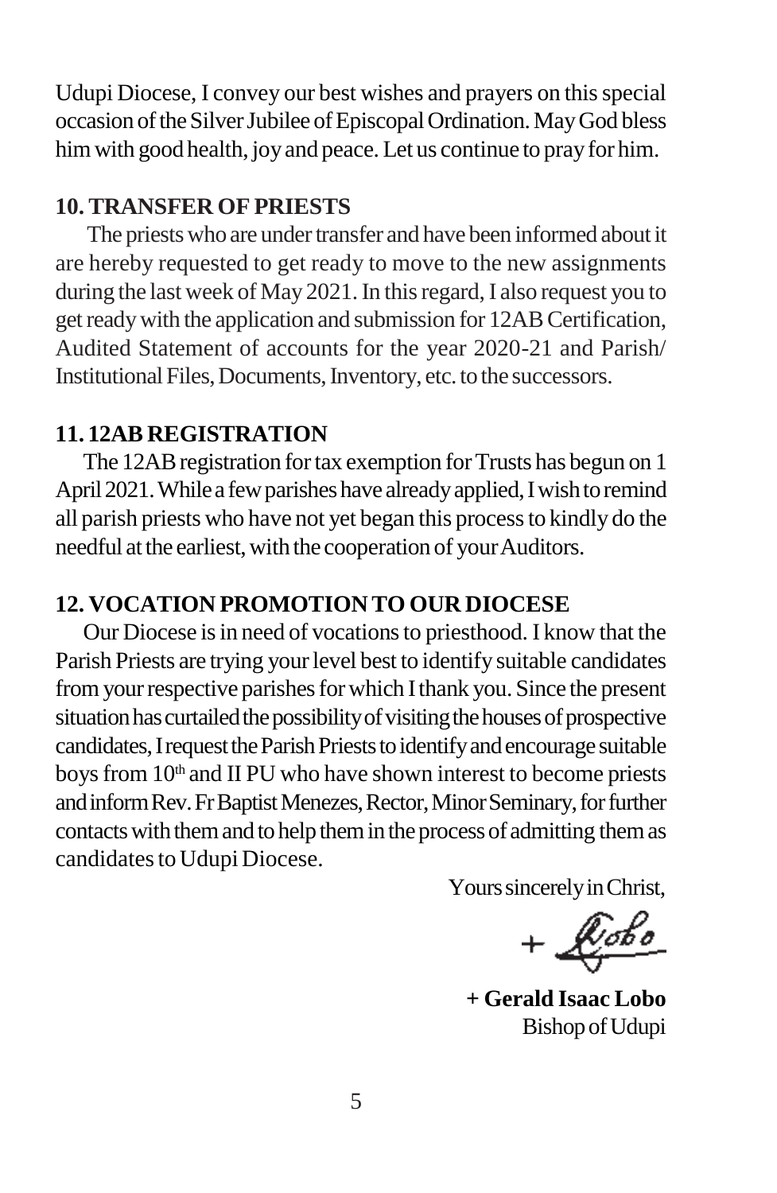Udupi Diocese, I convey our best wishes and prayers on this special occasion of the Silver Jubilee of Episcopal Ordination. May God bless him with good health, joy and peace. Let us continue to pray for him.

## 10. TRANSFER OF PRIESTS

The priests who are under transfer and have been informed about it are hereby requested to get ready to move to the new assignments during the last week of May 2021. In this regard, I also request you to get ready with the application and submission for 12AB Certification, Audited Statement of accounts for the year 2020-21 and Parish/ Institutional Files, Documents, Inventory, etc. to the successors.

## 11. 12AB REGISTRATION

The 12AB registration for tax exemption for Trusts has begun on 1 April 2021. While a few parishes have already applied, I wish to remind all parish priests who have not yet began this process to kindly do the needful at the earliest, with the cooperation of your Auditors.

## 12. VOCATION PROMOTION TO OUR DIOCESE

Our Diocese is in need of vocations to priesthood. I know that the Parish Priests are trying your level best to identify suitable candidates from your respective parishes for which I thank you. Since the present situation has curtailed the possibility of visiting the houses of prospective candidates, I request the Parish Priests to identify and encourage suitable boys from 10th and II PU who have shown interest to become priests and inform Rev. Fr Baptist Menezes, Rector, Minor Seminary, for further contacts with them and to help them in the process of admitting them as candidates to Udupi Diocese.

Yours sincerely in Christ,

+ Lobo

**+ Gerald Isaac Lobo**
Bishop of Udupi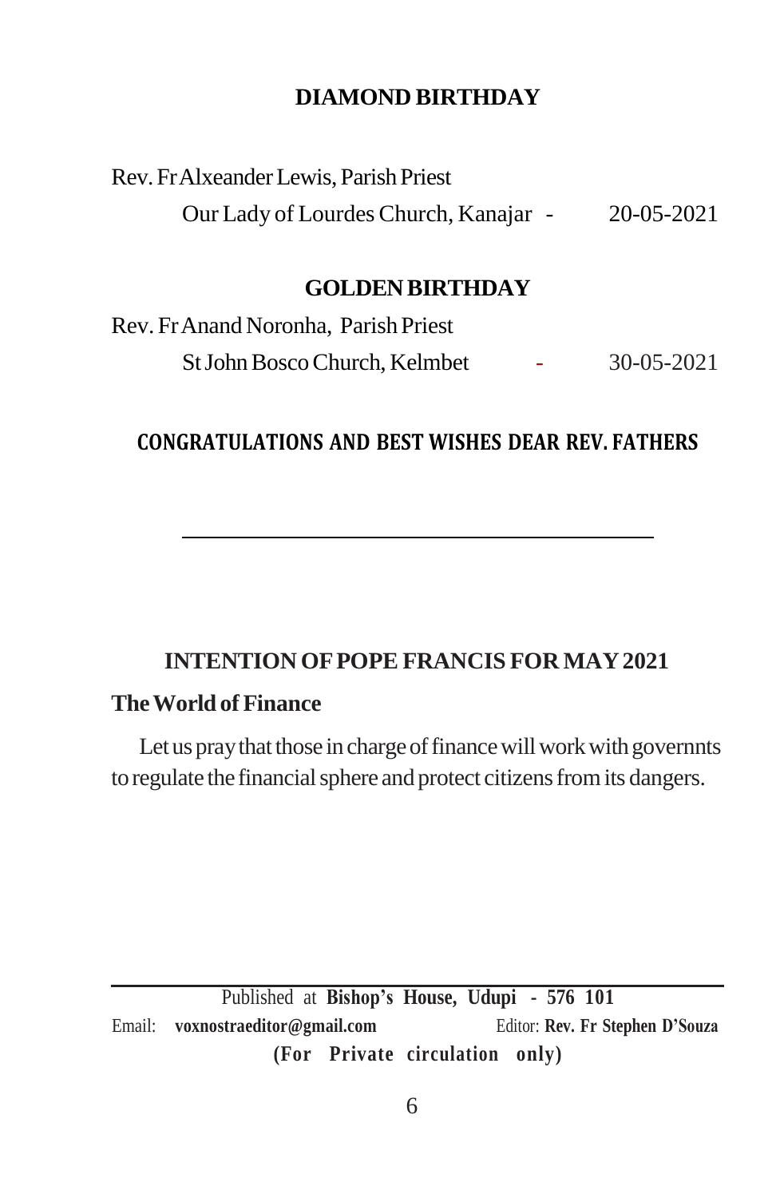## DIAMOND BIRTHDAY

Rev. Fr Alxeander Lewis, Parish Priest

Our Lady of Lourdes Church, Kanajar - 20-05-2021

## GOLDEN BIRTHDAY

Rev. Fr Anand Noronha, Parish Priest

St John Bosco Church, Kelmbet - 30-05-2021

**CONGRATULATIONS AND BEST WISHES DEAR REV. FATHERS**

---

## INTENTION OF POPE FRANCIS FOR MAY 2021

### The World of Finance

Let us pray that those in charge of finance will work with governnts to regulate the financial sphere and protect citizens from its dangers.

---

Published at **Bishop's House, Udupi - 576 101**

Email: **voxnostraeditor@gmail.com** Editor: **Rev. Fr Stephen D'Souza**

**(For Private circulation only)**